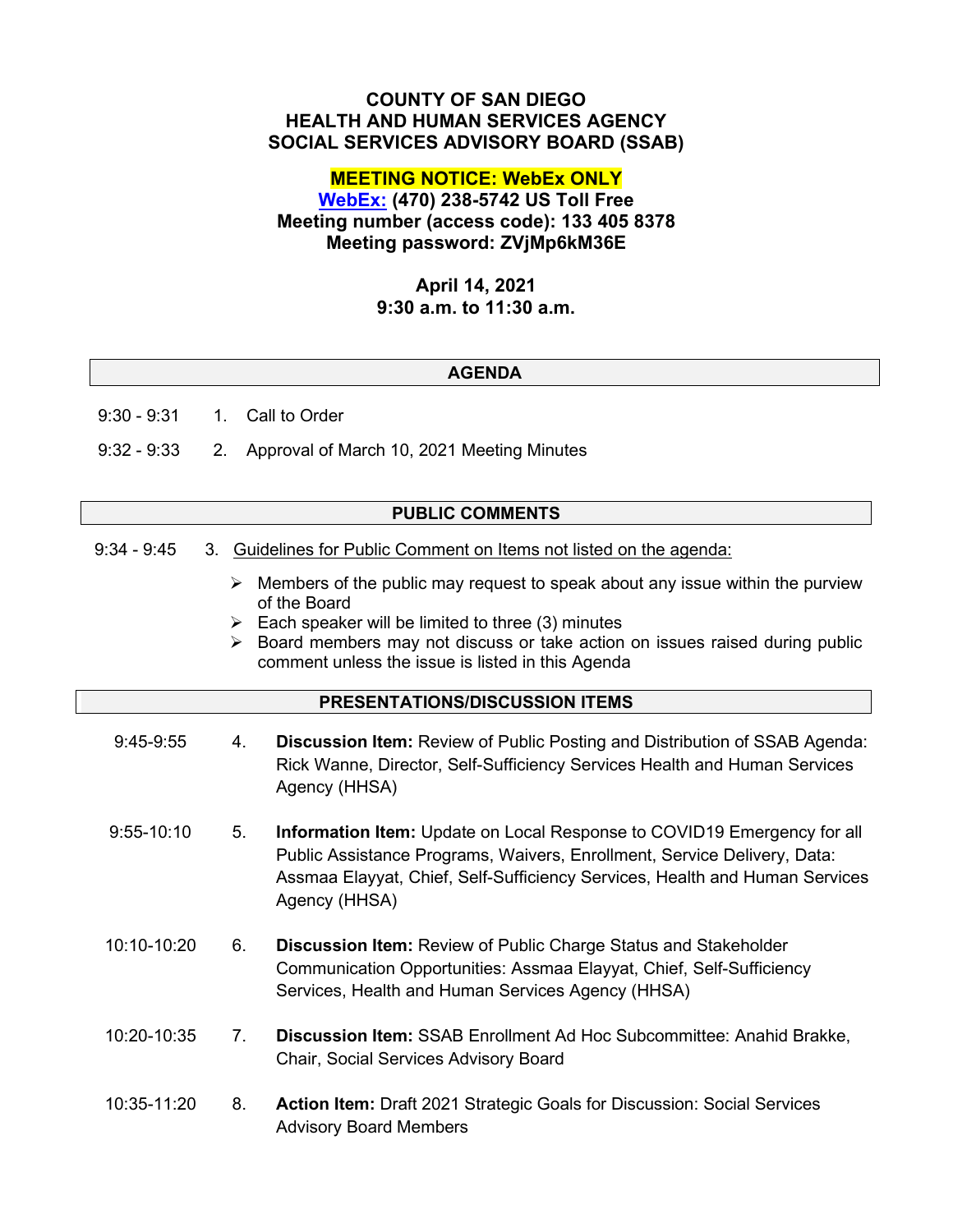# COUNTY OF SAN DIEGO
# HEALTH AND HUMAN SERVICES AGENCY
# SOCIAL SERVICES ADVISORY BOARD (SSAB)

**MEETING NOTICE: WebEx ONLY**

**WebEx: (470) 238-5742 US Toll Free**
**Meeting number (access code): 133 405 8378**
**Meeting password: ZVjMp6kM36E**

**April 14, 2021**
**9:30 a.m. to 11:30 a.m.**

## AGENDA

9:30 - 9:31 1. Call to Order

9:32 - 9:33 2. Approval of March 10, 2021 Meeting Minutes

## PUBLIC COMMENTS

9:34 - 9:45 3. Guidelines for Public Comment on Items not listed on the agenda:

- Members of the public may request to speak about any issue within the purview of the Board
- Each speaker will be limited to three (3) minutes
- Board members may not discuss or take action on issues raised during public comment unless the issue is listed in this Agenda

## PRESENTATIONS/DISCUSSION ITEMS

9:45-9:55 4. **Discussion Item:** Review of Public Posting and Distribution of SSAB Agenda: Rick Wanne, Director, Self-Sufficiency Services Health and Human Services Agency (HHSA)

9:55-10:10 5. **Information Item:** Update on Local Response to COVID19 Emergency for all Public Assistance Programs, Waivers, Enrollment, Service Delivery, Data: Assmaa Elayyat, Chief, Self-Sufficiency Services, Health and Human Services Agency (HHSA)

10:10-10:20 6. **Discussion Item:** Review of Public Charge Status and Stakeholder Communication Opportunities: Assmaa Elayyat, Chief, Self-Sufficiency Services, Health and Human Services Agency (HHSA)

10:20-10:35 7. **Discussion Item:** SSAB Enrollment Ad Hoc Subcommittee: Anahid Brakke, Chair, Social Services Advisory Board

10:35-11:20 8. **Action Item:** Draft 2021 Strategic Goals for Discussion: Social Services Advisory Board Members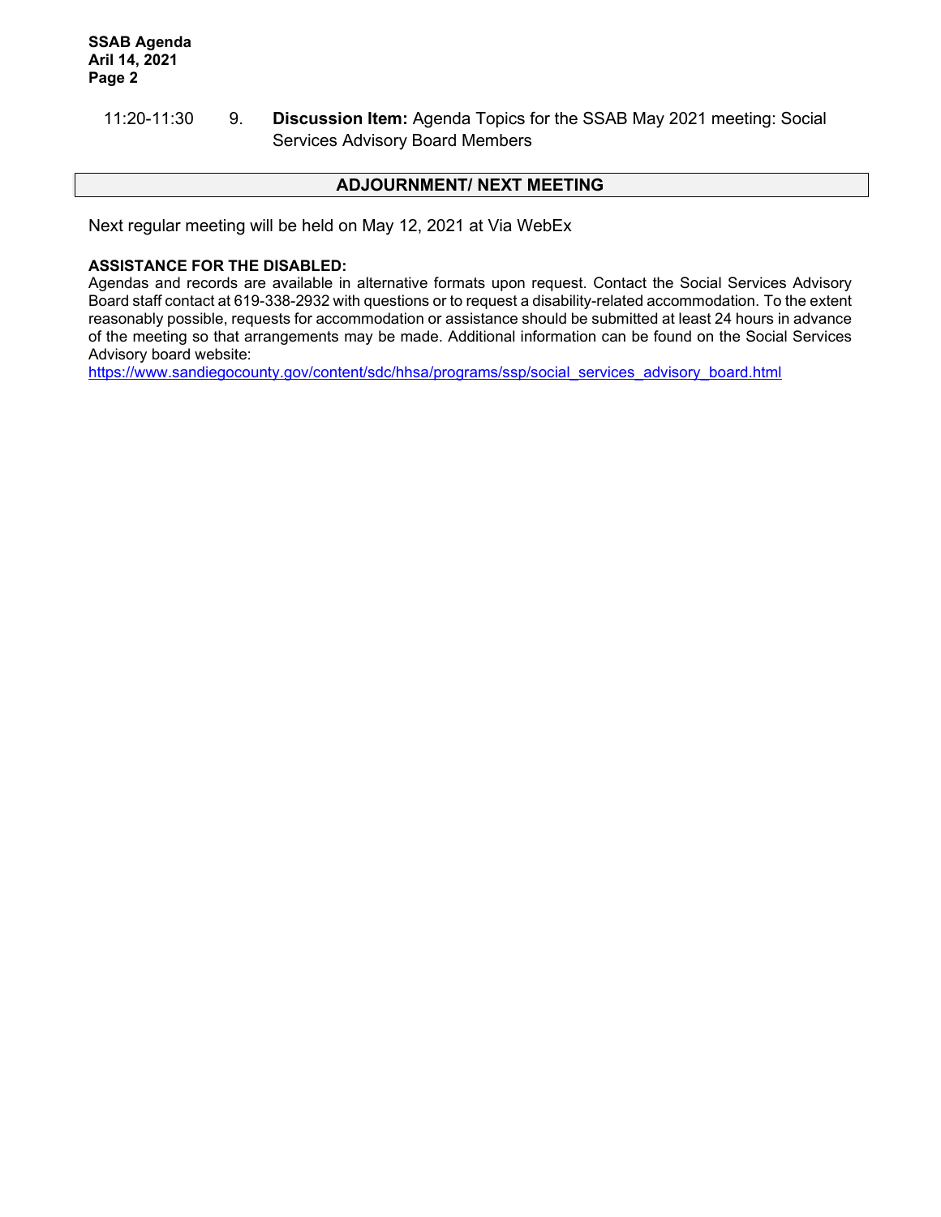11:20-11:30 9. **Discussion Item:** Agenda Topics for the SSAB May 2021 meeting: Social Services Advisory Board Members

## ADJOURNMENT/ NEXT MEETING

Next regular meeting will be held on May 12, 2021 at Via WebEx

**ASSISTANCE FOR THE DISABLED:**
Agendas and records are available in alternative formats upon request. Contact the Social Services Advisory Board staff contact at 619-338-2932 with questions or to request a disability-related accommodation. To the extent reasonably possible, requests for accommodation or assistance should be submitted at least 24 hours in advance of the meeting so that arrangements may be made. Additional information can be found on the Social Services Advisory board website:
https://www.sandiegocounty.gov/content/sdc/hhsa/programs/ssp/social_services_advisory_board.html